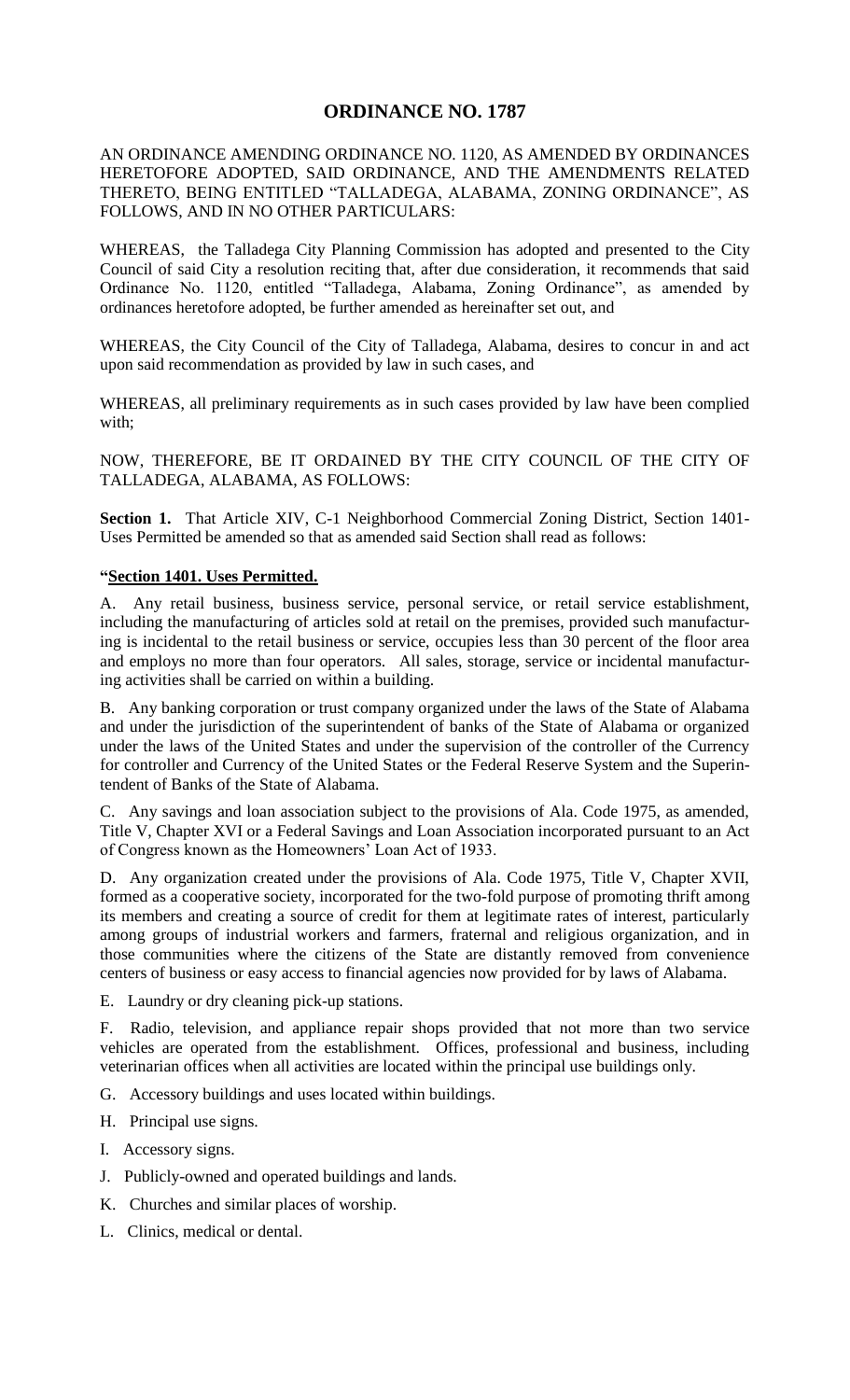# ORDINANCE NO. 1787

AN ORDINANCE AMENDING ORDINANCE NO. 1120, AS AMENDED BY ORDINANCES HERETOFORE ADOPTED, SAID ORDINANCE, AND THE AMENDMENTS RELATED THERETO, BEING ENTITLED "TALLADEGA, ALABAMA, ZONING ORDINANCE", AS FOLLOWS, AND IN NO OTHER PARTICULARS:

WHEREAS, the Talladega City Planning Commission has adopted and presented to the City Council of said City a resolution reciting that, after due consideration, it recommends that said Ordinance No. 1120, entitled "Talladega, Alabama, Zoning Ordinance", as amended by ordinances heretofore adopted, be further amended as hereinafter set out, and

WHEREAS, the City Council of the City of Talladega, Alabama, desires to concur in and act upon said recommendation as provided by law in such cases, and

WHEREAS, all preliminary requirements as in such cases provided by law have been complied with;

NOW, THEREFORE, BE IT ORDAINED BY THE CITY COUNCIL OF THE CITY OF TALLADEGA, ALABAMA, AS FOLLOWS:

**Section 1.** That Article XIV, C-1 Neighborhood Commercial Zoning District, Section 1401-Uses Permitted be amended so that as amended said Section shall read as follows:

**"Section 1401. Uses Permitted.**

A. Any retail business, business service, personal service, or retail service establishment, including the manufacturing of articles sold at retail on the premises, provided such manufacturing is incidental to the retail business or service, occupies less than 30 percent of the floor area and employs no more than four operators. All sales, storage, service or incidental manufacturing activities shall be carried on within a building.

B. Any banking corporation or trust company organized under the laws of the State of Alabama and under the jurisdiction of the superintendent of banks of the State of Alabama or organized under the laws of the United States and under the supervision of the controller of the Currency for controller and Currency of the United States or the Federal Reserve System and the Superintendent of Banks of the State of Alabama.

C. Any savings and loan association subject to the provisions of Ala. Code 1975, as amended, Title V, Chapter XVI or a Federal Savings and Loan Association incorporated pursuant to an Act of Congress known as the Homeowners' Loan Act of 1933.

D. Any organization created under the provisions of Ala. Code 1975, Title V, Chapter XVII, formed as a cooperative society, incorporated for the two-fold purpose of promoting thrift among its members and creating a source of credit for them at legitimate rates of interest, particularly among groups of industrial workers and farmers, fraternal and religious organization, and in those communities where the citizens of the State are distantly removed from convenience centers of business or easy access to financial agencies now provided for by laws of Alabama.

E. Laundry or dry cleaning pick-up stations.

F. Radio, television, and appliance repair shops provided that not more than two service vehicles are operated from the establishment. Offices, professional and business, including veterinarian offices when all activities are located within the principal use buildings only.

G. Accessory buildings and uses located within buildings.

H. Principal use signs.

I. Accessory signs.

J. Publicly-owned and operated buildings and lands.

K. Churches and similar places of worship.

L. Clinics, medical or dental.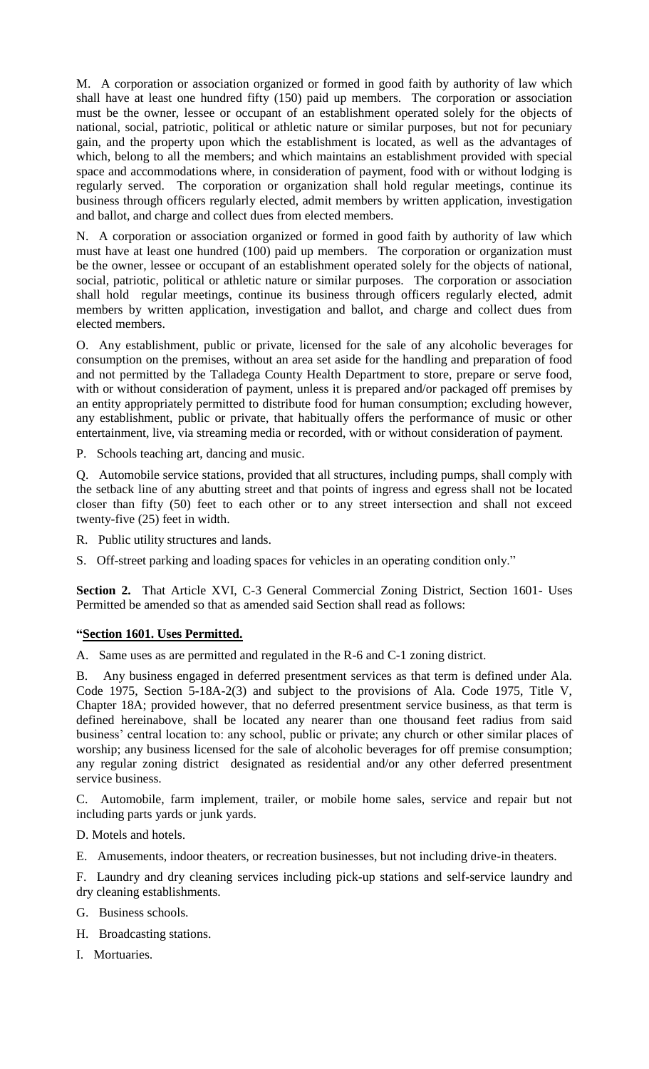M. A corporation or association organized or formed in good faith by authority of law which shall have at least one hundred fifty (150) paid up members. The corporation or association must be the owner, lessee or occupant of an establishment operated solely for the objects of national, social, patriotic, political or athletic nature or similar purposes, but not for pecuniary gain, and the property upon which the establishment is located, as well as the advantages of which, belong to all the members; and which maintains an establishment provided with special space and accommodations where, in consideration of payment, food with or without lodging is regularly served. The corporation or organization shall hold regular meetings, continue its business through officers regularly elected, admit members by written application, investigation and ballot, and charge and collect dues from elected members.

N. A corporation or association organized or formed in good faith by authority of law which must have at least one hundred (100) paid up members. The corporation or organization must be the owner, lessee or occupant of an establishment operated solely for the objects of national, social, patriotic, political or athletic nature or similar purposes. The corporation or association shall hold regular meetings, continue its business through officers regularly elected, admit members by written application, investigation and ballot, and charge and collect dues from elected members.

O. Any establishment, public or private, licensed for the sale of any alcoholic beverages for consumption on the premises, without an area set aside for the handling and preparation of food and not permitted by the Talladega County Health Department to store, prepare or serve food, with or without consideration of payment, unless it is prepared and/or packaged off premises by an entity appropriately permitted to distribute food for human consumption; excluding however, any establishment, public or private, that habitually offers the performance of music or other entertainment, live, via streaming media or recorded, with or without consideration of payment.

P. Schools teaching art, dancing and music.

Q. Automobile service stations, provided that all structures, including pumps, shall comply with the setback line of any abutting street and that points of ingress and egress shall not be located closer than fifty (50) feet to each other or to any street intersection and shall not exceed twenty-five (25) feet in width.

R. Public utility structures and lands.

S. Off-street parking and loading spaces for vehicles in an operating condition only."

**Section 2.** That Article XVI, C-3 General Commercial Zoning District, Section 1601- Uses Permitted be amended so that as amended said Section shall read as follows:

**"Section 1601. Uses Permitted.**

A. Same uses as are permitted and regulated in the R-6 and C-1 zoning district.

B. Any business engaged in deferred presentment services as that term is defined under Ala. Code 1975, Section 5-18A-2(3) and subject to the provisions of Ala. Code 1975, Title V, Chapter 18A; provided however, that no deferred presentment service business, as that term is defined hereinabove, shall be located any nearer than one thousand feet radius from said business' central location to: any school, public or private; any church or other similar places of worship; any business licensed for the sale of alcoholic beverages for off premise consumption; any regular zoning district designated as residential and/or any other deferred presentment service business.

C. Automobile, farm implement, trailer, or mobile home sales, service and repair but not including parts yards or junk yards.

D. Motels and hotels.

E. Amusements, indoor theaters, or recreation businesses, but not including drive-in theaters.

F. Laundry and dry cleaning services including pick-up stations and self-service laundry and dry cleaning establishments.

G. Business schools.

H. Broadcasting stations.

I. Mortuaries.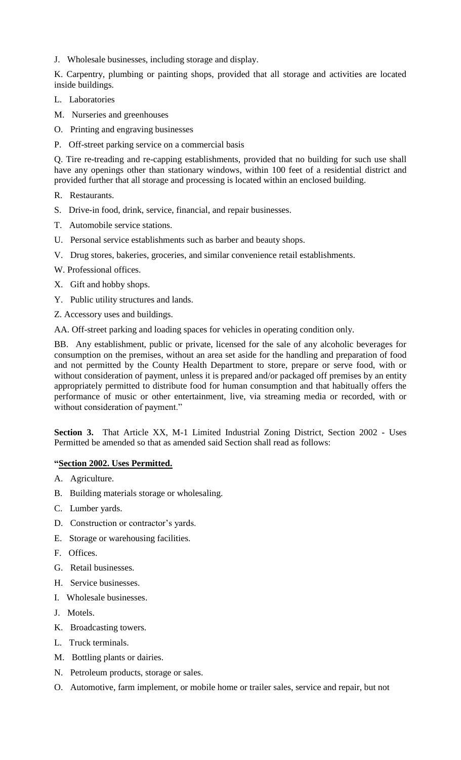J. Wholesale businesses, including storage and display.

K. Carpentry, plumbing or painting shops, provided that all storage and activities are located inside buildings.

L. Laboratories

M. Nurseries and greenhouses

O. Printing and engraving businesses

P. Off-street parking service on a commercial basis

Q. Tire re-treading and re-capping establishments, provided that no building for such use shall have any openings other than stationary windows, within 100 feet of a residential district and provided further that all storage and processing is located within an enclosed building.

R. Restaurants.

S. Drive-in food, drink, service, financial, and repair businesses.

T. Automobile service stations.

U. Personal service establishments such as barber and beauty shops.

V. Drug stores, bakeries, groceries, and similar convenience retail establishments.

W. Professional offices.

X. Gift and hobby shops.

Y. Public utility structures and lands.

Z. Accessory uses and buildings.

AA. Off-street parking and loading spaces for vehicles in operating condition only.

BB. Any establishment, public or private, licensed for the sale of any alcoholic beverages for consumption on the premises, without an area set aside for the handling and preparation of food and not permitted by the County Health Department to store, prepare or serve food, with or without consideration of payment, unless it is prepared and/or packaged off premises by an entity appropriately permitted to distribute food for human consumption and that habitually offers the performance of music or other entertainment, live, via streaming media or recorded, with or without consideration of payment."

**Section 3.** That Article XX, M-1 Limited Industrial Zoning District, Section 2002 - Uses Permitted be amended so that as amended said Section shall read as follows:

**"Section 2002. Uses Permitted.**

A. Agriculture.

B. Building materials storage or wholesaling.

C. Lumber yards.

D. Construction or contractor's yards.

E. Storage or warehousing facilities.

F. Offices.

G. Retail businesses.

H. Service businesses.

I. Wholesale businesses.

J. Motels.

K. Broadcasting towers.

L. Truck terminals.

M. Bottling plants or dairies.

N. Petroleum products, storage or sales.

O. Automotive, farm implement, or mobile home or trailer sales, service and repair, but not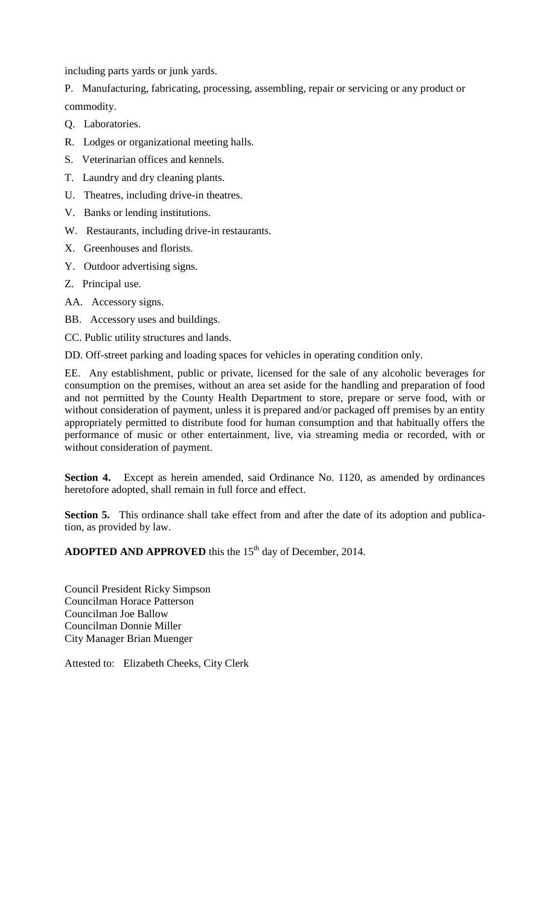including parts yards or junk yards.

P. Manufacturing, fabricating, processing, assembling, repair or servicing or any product or commodity.

Q. Laboratories.

R. Lodges or organizational meeting halls.

S. Veterinarian offices and kennels.

T. Laundry and dry cleaning plants.

U. Theatres, including drive-in theatres.

V. Banks or lending institutions.

W. Restaurants, including drive-in restaurants.

X. Greenhouses and florists.

Y. Outdoor advertising signs.

Z. Principal use.

AA. Accessory signs.

BB. Accessory uses and buildings.

CC. Public utility structures and lands.

DD. Off-street parking and loading spaces for vehicles in operating condition only.

EE. Any establishment, public or private, licensed for the sale of any alcoholic beverages for consumption on the premises, without an area set aside for the handling and preparation of food and not permitted by the County Health Department to store, prepare or serve food, with or without consideration of payment, unless it is prepared and/or packaged off premises by an entity appropriately permitted to distribute food for human consumption and that habitually offers the performance of music or other entertainment, live, via streaming media or recorded, with or without consideration of payment.

**Section 4.** Except as herein amended, said Ordinance No. 1120, as amended by ordinances heretofore adopted, shall remain in full force and effect.

**Section 5.** This ordinance shall take effect from and after the date of its adoption and publication, as provided by law.

**ADOPTED AND APPROVED** this the 15th day of December, 2014.

Council President Ricky Simpson
Councilman Horace Patterson
Councilman Joe Ballow
Councilman Donnie Miller
City Manager Brian Muenger

Attested to: Elizabeth Cheeks, City Clerk